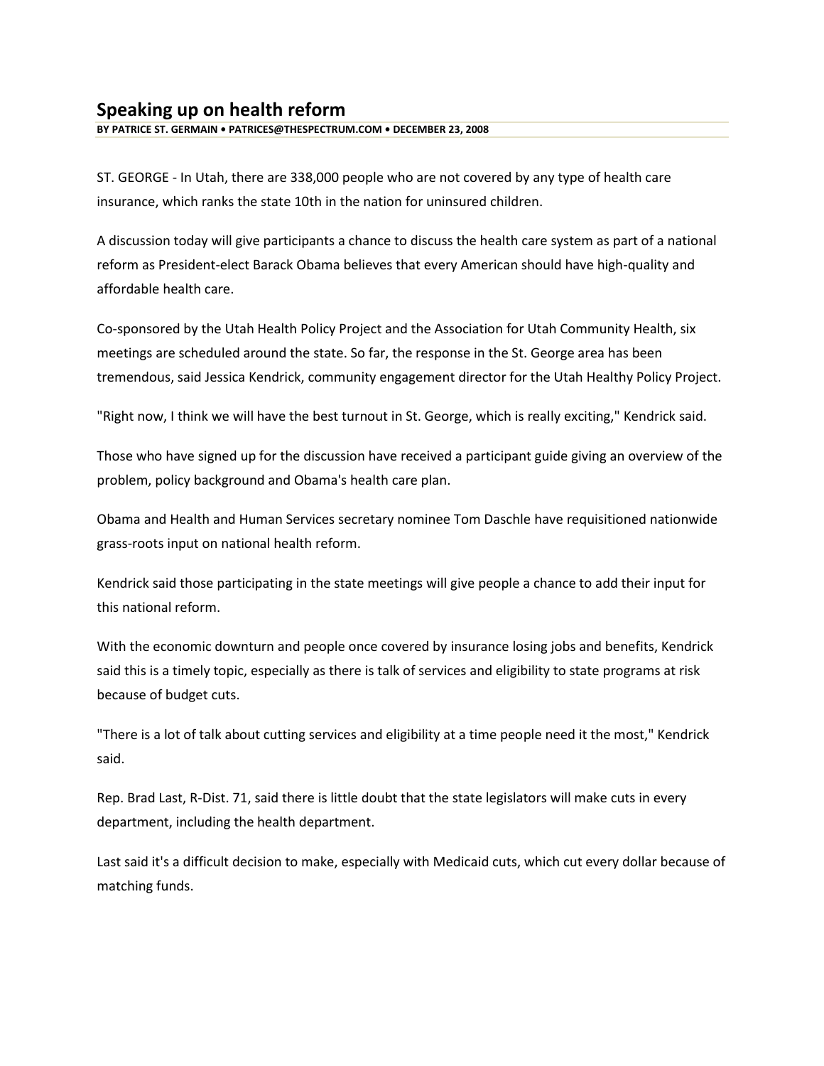# Speaking up on health reform

**BY PATRICE ST. GERMAIN • PATRICES@THESPECTRUM.COM • DECEMBER 23, 2008**

ST. GEORGE - In Utah, there are 338,000 people who are not covered by any type of health care insurance, which ranks the state 10th in the nation for uninsured children.

A discussion today will give participants a chance to discuss the health care system as part of a national reform as President-elect Barack Obama believes that every American should have high-quality and affordable health care.

Co-sponsored by the Utah Health Policy Project and the Association for Utah Community Health, six meetings are scheduled around the state. So far, the response in the St. George area has been tremendous, said Jessica Kendrick, community engagement director for the Utah Healthy Policy Project.

"Right now, I think we will have the best turnout in St. George, which is really exciting," Kendrick said.

Those who have signed up for the discussion have received a participant guide giving an overview of the problem, policy background and Obama's health care plan.

Obama and Health and Human Services secretary nominee Tom Daschle have requisitioned nationwide grass-roots input on national health reform.

Kendrick said those participating in the state meetings will give people a chance to add their input for this national reform.

With the economic downturn and people once covered by insurance losing jobs and benefits, Kendrick said this is a timely topic, especially as there is talk of services and eligibility to state programs at risk because of budget cuts.

"There is a lot of talk about cutting services and eligibility at a time people need it the most," Kendrick said.

Rep. Brad Last, R-Dist. 71, said there is little doubt that the state legislators will make cuts in every department, including the health department.

Last said it's a difficult decision to make, especially with Medicaid cuts, which cut every dollar because of matching funds.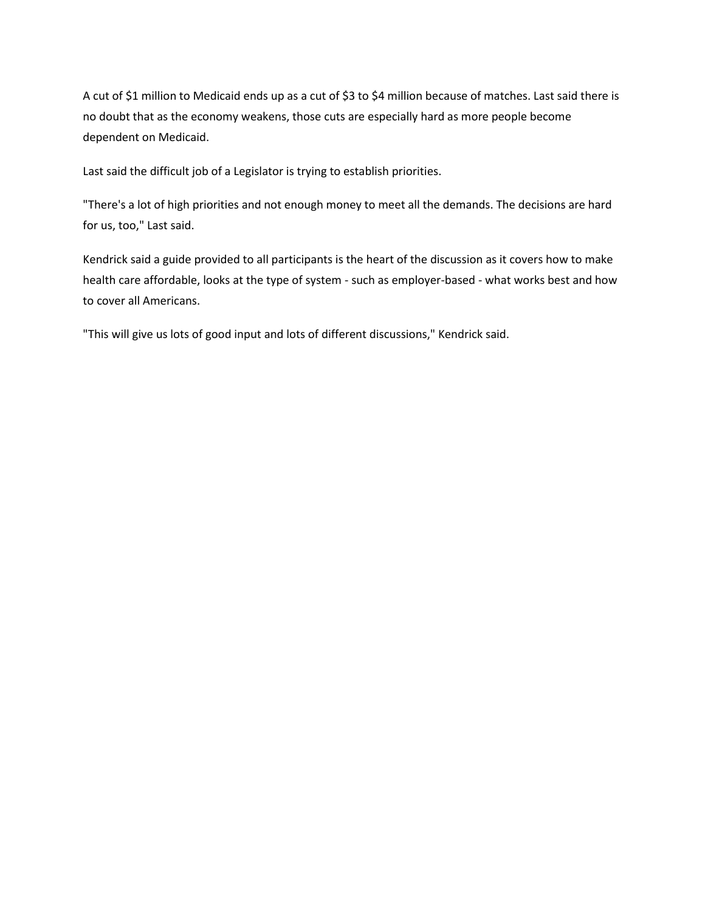A cut of $1 million to Medicaid ends up as a cut of $3 to $4 million because of matches. Last said there is no doubt that as the economy weakens, those cuts are especially hard as more people become dependent on Medicaid.

Last said the difficult job of a Legislator is trying to establish priorities.

"There's a lot of high priorities and not enough money to meet all the demands. The decisions are hard for us, too," Last said.

Kendrick said a guide provided to all participants is the heart of the discussion as it covers how to make health care affordable, looks at the type of system - such as employer-based - what works best and how to cover all Americans.

"This will give us lots of good input and lots of different discussions," Kendrick said.